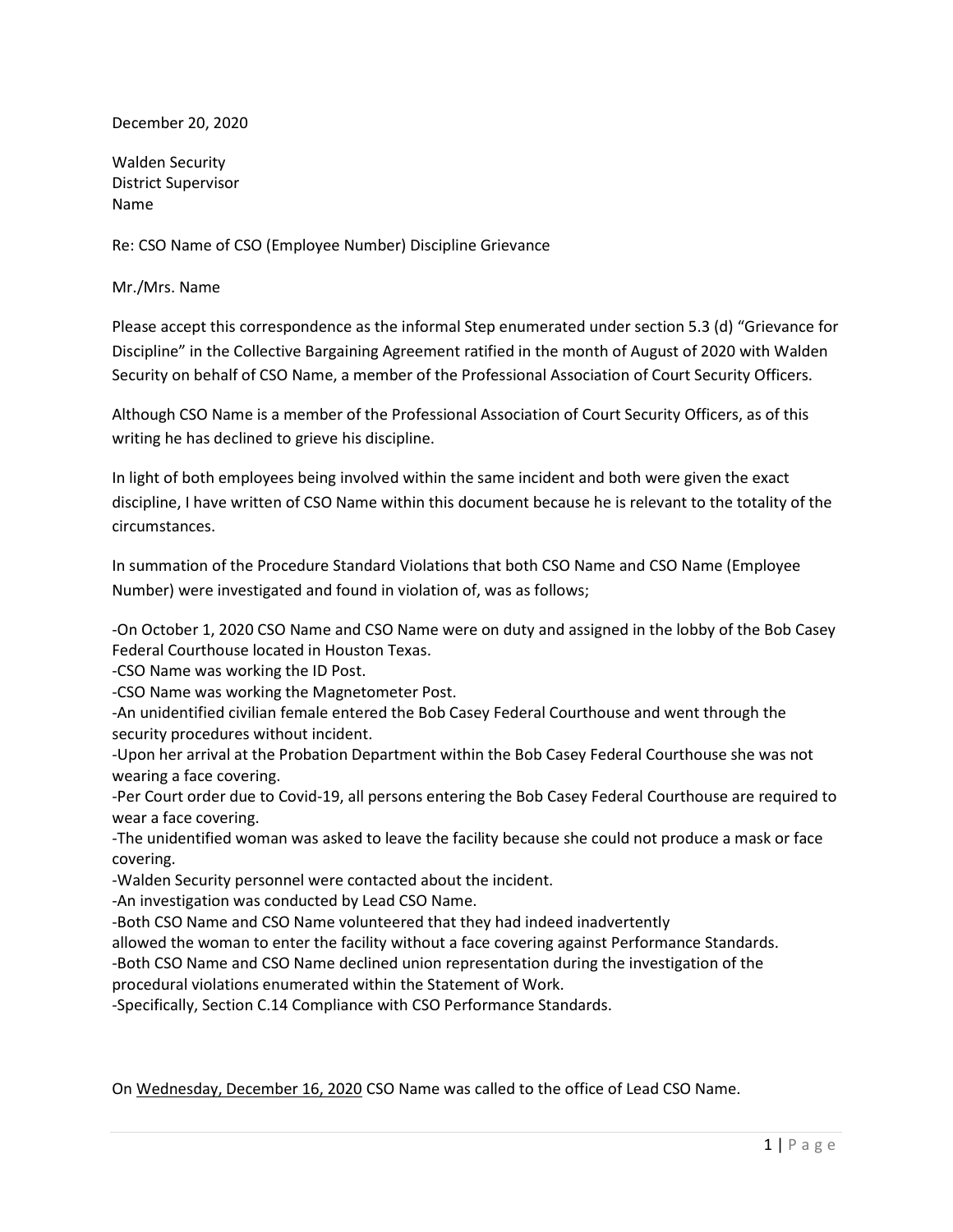December 20, 2020

Walden Security
District Supervisor
Name

Re: CSO Name of CSO (Employee Number) Discipline Grievance

Mr./Mrs. Name

Please accept this correspondence as the informal Step enumerated under section 5.3 (d) "Grievance for Discipline" in the Collective Bargaining Agreement ratified in the month of August of 2020 with Walden Security on behalf of CSO Name, a member of the Professional Association of Court Security Officers.

Although CSO Name is a member of the Professional Association of Court Security Officers, as of this writing he has declined to grieve his discipline.

In light of both employees being involved within the same incident and both were given the exact discipline, I have written of CSO Name within this document because he is relevant to the totality of the circumstances.

In summation of the Procedure Standard Violations that both CSO Name and CSO Name (Employee Number) were investigated and found in violation of, was as follows;

-On October 1, 2020 CSO Name and CSO Name were on duty and assigned in the lobby of the Bob Casey Federal Courthouse located in Houston Texas.
-CSO Name was working the ID Post.
-CSO Name was working the Magnetometer Post.
-An unidentified civilian female entered the Bob Casey Federal Courthouse and went through the security procedures without incident.
-Upon her arrival at the Probation Department within the Bob Casey Federal Courthouse she was not wearing a face covering.
-Per Court order due to Covid-19, all persons entering the Bob Casey Federal Courthouse are required to wear a face covering.
-The unidentified woman was asked to leave the facility because she could not produce a mask or face covering.
-Walden Security personnel were contacted about the incident.
-An investigation was conducted by Lead CSO Name.
-Both CSO Name and CSO Name volunteered that they had indeed inadvertently allowed the woman to enter the facility without a face covering against Performance Standards.
-Both CSO Name and CSO Name declined union representation during the investigation of the procedural violations enumerated within the Statement of Work.
-Specifically, Section C.14 Compliance with CSO Performance Standards.

On <u>Wednesday, December 16, 2020</u> CSO Name was called to the office of Lead CSO Name.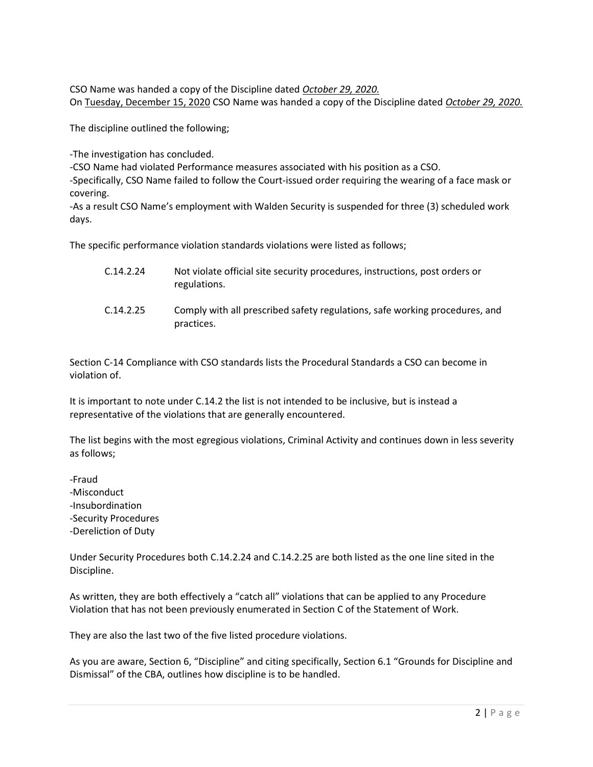CSO Name was handed a copy of the Discipline dated *October 29, 2020.*
On Tuesday, December 15, 2020 CSO Name was handed a copy of the Discipline dated *October 29, 2020.*

The discipline outlined the following;

-The investigation has concluded.
-CSO Name had violated Performance measures associated with his position as a CSO.
-Specifically, CSO Name failed to follow the Court-issued order requiring the wearing of a face mask or covering.
-As a result CSO Name's employment with Walden Security is suspended for three (3) scheduled work days.

The specific performance violation standards violations were listed as follows;

| | |
|---|---|
| C.14.2.24 | Not violate official site security procedures, instructions, post orders or regulations. |
| C.14.2.25 | Comply with all prescribed safety regulations, safe working procedures, and practices. |

Section C-14 Compliance with CSO standards lists the Procedural Standards a CSO can become in violation of.

It is important to note under C.14.2 the list is not intended to be inclusive, but is instead a representative of the violations that are generally encountered.

The list begins with the most egregious violations, Criminal Activity and continues down in less severity as follows;

-Fraud
-Misconduct
-Insubordination
-Security Procedures
-Dereliction of Duty

Under Security Procedures both C.14.2.24 and C.14.2.25 are both listed as the one line sited in the Discipline.

As written, they are both effectively a "catch all" violations that can be applied to any Procedure Violation that has not been previously enumerated in Section C of the Statement of Work.

They are also the last two of the five listed procedure violations.

As you are aware, Section 6, "Discipline" and citing specifically, Section 6.1 "Grounds for Discipline and Dismissal" of the CBA, outlines how discipline is to be handled.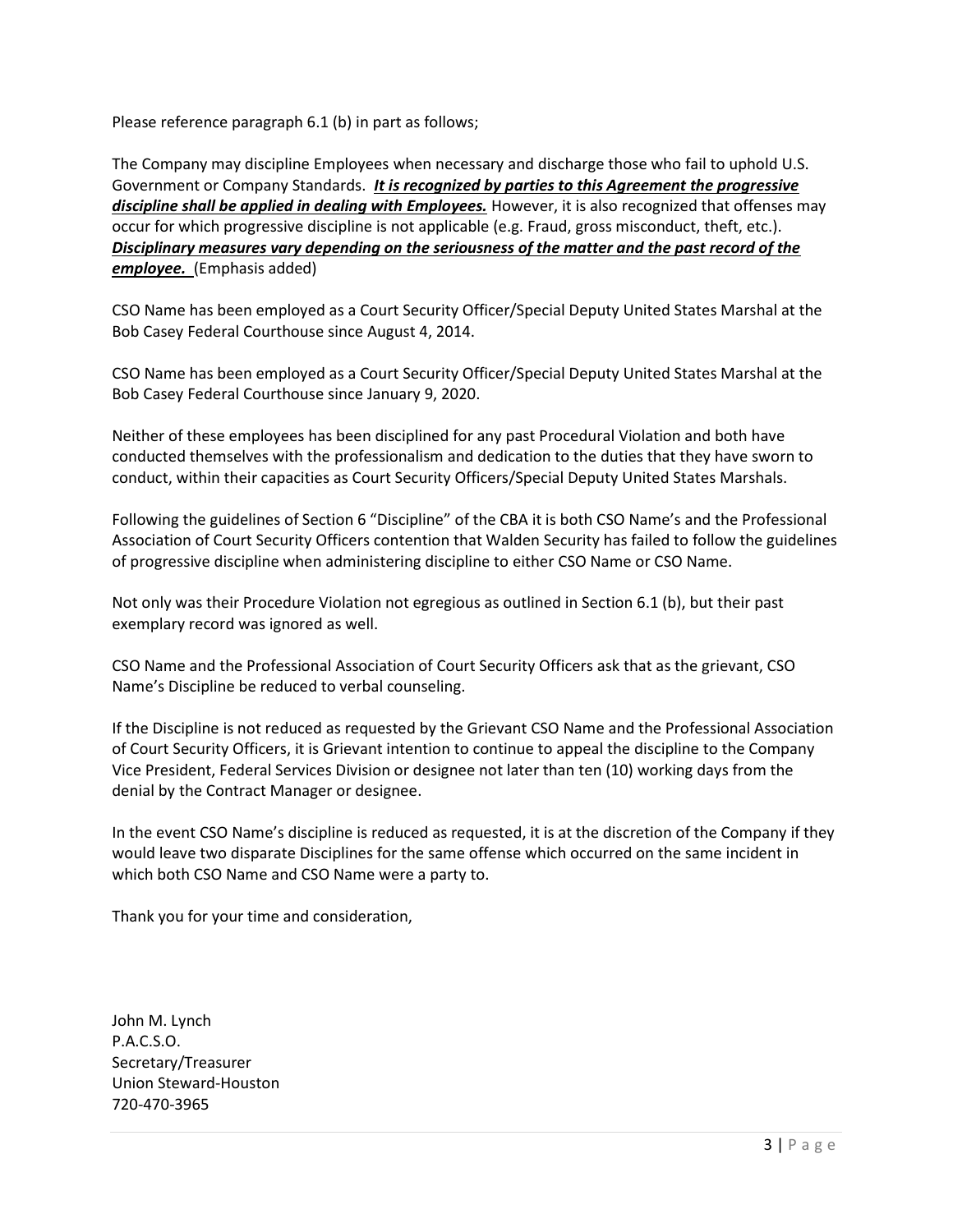Please reference paragraph 6.1 (b) in part as follows;

The Company may discipline Employees when necessary and discharge those who fail to uphold U.S. Government or Company Standards. ***It is recognized by parties to this Agreement the progressive discipline shall be applied in dealing with Employees.*** However, it is also recognized that offenses may occur for which progressive discipline is not applicable (e.g. Fraud, gross misconduct, theft, etc.). ***Disciplinary measures vary depending on the seriousness of the matter and the past record of the employee.*** (Emphasis added)

CSO Name has been employed as a Court Security Officer/Special Deputy United States Marshal at the Bob Casey Federal Courthouse since August 4, 2014.

CSO Name has been employed as a Court Security Officer/Special Deputy United States Marshal at the Bob Casey Federal Courthouse since January 9, 2020.

Neither of these employees has been disciplined for any past Procedural Violation and both have conducted themselves with the professionalism and dedication to the duties that they have sworn to conduct, within their capacities as Court Security Officers/Special Deputy United States Marshals.

Following the guidelines of Section 6 "Discipline" of the CBA it is both CSO Name's and the Professional Association of Court Security Officers contention that Walden Security has failed to follow the guidelines of progressive discipline when administering discipline to either CSO Name or CSO Name.

Not only was their Procedure Violation not egregious as outlined in Section 6.1 (b), but their past exemplary record was ignored as well.

CSO Name and the Professional Association of Court Security Officers ask that as the grievant, CSO Name's Discipline be reduced to verbal counseling.

If the Discipline is not reduced as requested by the Grievant CSO Name and the Professional Association of Court Security Officers, it is Grievant intention to continue to appeal the discipline to the Company Vice President, Federal Services Division or designee not later than ten (10) working days from the denial by the Contract Manager or designee.

In the event CSO Name's discipline is reduced as requested, it is at the discretion of the Company if they would leave two disparate Disciplines for the same offense which occurred on the same incident in which both CSO Name and CSO Name were a party to.

Thank you for your time and consideration,

John M. Lynch
P.A.C.S.O.
Secretary/Treasurer
Union Steward-Houston
720-470-3965